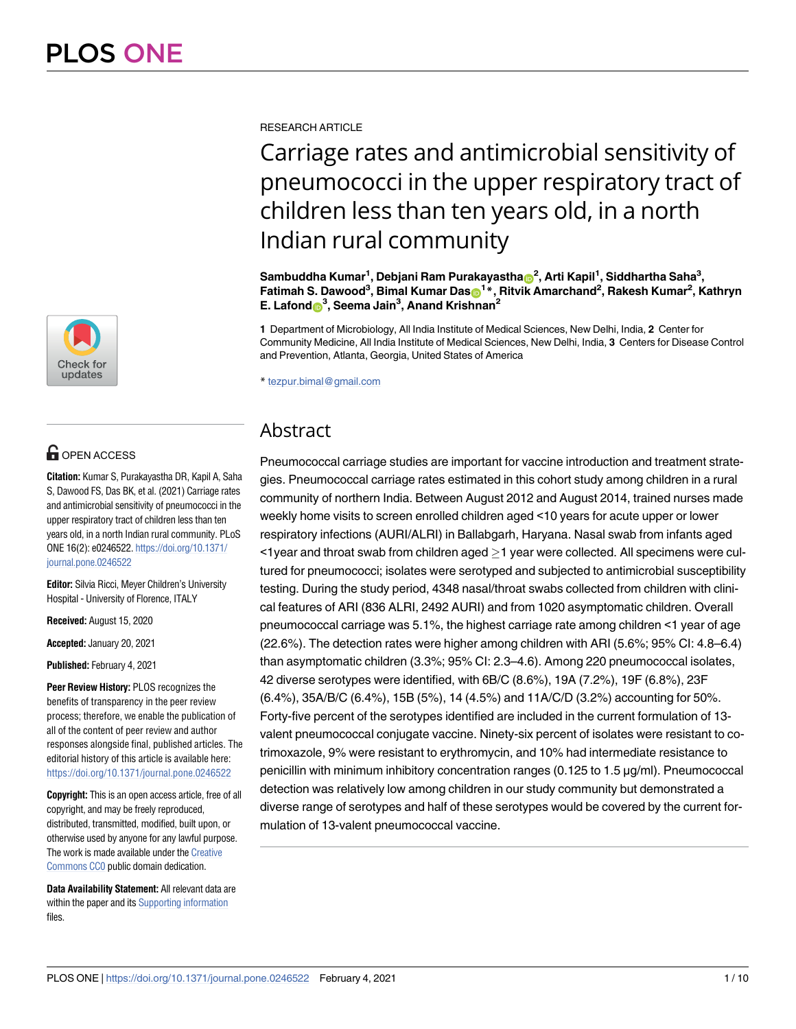RESEARCH ARTICLE

# Carriage rates and antimicrobial sensitivity of pneumococci in the upper respiratory tract of children less than ten years old, in a north Indian rural community

**Sambuddha Kumar[1], Debjani Ram Purakayastha[2], Arti Kapil[1], Siddhartha Saha[3], Fatimah S. Dawood[3], Bimal Kumar Das[1]*, Ritvik Amarchand[2], Rakesh Kumar[2], Kathryn E. Lafond[3], Seema Jain[3], Anand Krishnan[2]**

**1** Department of Microbiology, All India Institute of Medical Sciences, New Delhi, India, **2** Center for Community Medicine, All India Institute of Medical Sciences, New Delhi, India, **3** Centers for Disease Control and Prevention, Atlanta, Georgia, United States of America

* tezpur.bimal@gmail.com

OPEN ACCESS

**Citation:** Kumar S, Purakayastha DR, Kapil A, Saha S, Dawood FS, Das BK, et al. (2021) Carriage rates and antimicrobial sensitivity of pneumococci in the upper respiratory tract of children less than ten years old, in a north Indian rural community. PLoS ONE 16(2): e0246522. https://doi.org/10.1371/journal.pone.0246522

**Editor:** Silvia Ricci, Meyer Children's University Hospital - University of Florence, ITALY

**Received:** August 15, 2020

**Accepted:** January 20, 2021

**Published:** February 4, 2021

**Peer Review History:** PLOS recognizes the benefits of transparency in the peer review process; therefore, we enable the publication of all of the content of peer review and author responses alongside final, published articles. The editorial history of this article is available here: https://doi.org/10.1371/journal.pone.0246522

**Copyright:** This is an open access article, free of all copyright, and may be freely reproduced, distributed, transmitted, modified, built upon, or otherwise used by anyone for any lawful purpose. The work is made available under the Creative Commons CC0 public domain dedication.

**Data Availability Statement:** All relevant data are within the paper and its Supporting information files.

## Abstract

Pneumococcal carriage studies are important for vaccine introduction and treatment strategies. Pneumococcal carriage rates estimated in this cohort study among children in a rural community of northern India. Between August 2012 and August 2014, trained nurses made weekly home visits to screen enrolled children aged <10 years for acute upper or lower respiratory infections (AURI/ALRI) in Ballabgarh, Haryana. Nasal swab from infants aged <1year and throat swab from children aged ≥1 year were collected. All specimens were cultured for pneumococci; isolates were serotyped and subjected to antimicrobial susceptibility testing. During the study period, 4348 nasal/throat swabs collected from children with clinical features of ARI (836 ALRI, 2492 AURI) and from 1020 asymptomatic children. Overall pneumococcal carriage was 5.1%, the highest carriage rate among children <1 year of age (22.6%). The detection rates were higher among children with ARI (5.6%; 95% CI: 4.8–6.4) than asymptomatic children (3.3%; 95% CI: 2.3–4.6). Among 220 pneumococcal isolates, 42 diverse serotypes were identified, with 6B/C (8.6%), 19A (7.2%), 19F (6.8%), 23F (6.4%), 35A/B/C (6.4%), 15B (5%), 14 (4.5%) and 11A/C/D (3.2%) accounting for 50%. Forty-five percent of the serotypes identified are included in the current formulation of 13-valent pneumococcal conjugate vaccine. Ninety-six percent of isolates were resistant to co-trimoxazole, 9% were resistant to erythromycin, and 10% had intermediate resistance to penicillin with minimum inhibitory concentration ranges (0.125 to 1.5 μg/ml). Pneumococcal detection was relatively low among children in our study community but demonstrated a diverse range of serotypes and half of these serotypes would be covered by the current formulation of 13-valent pneumococcal vaccine.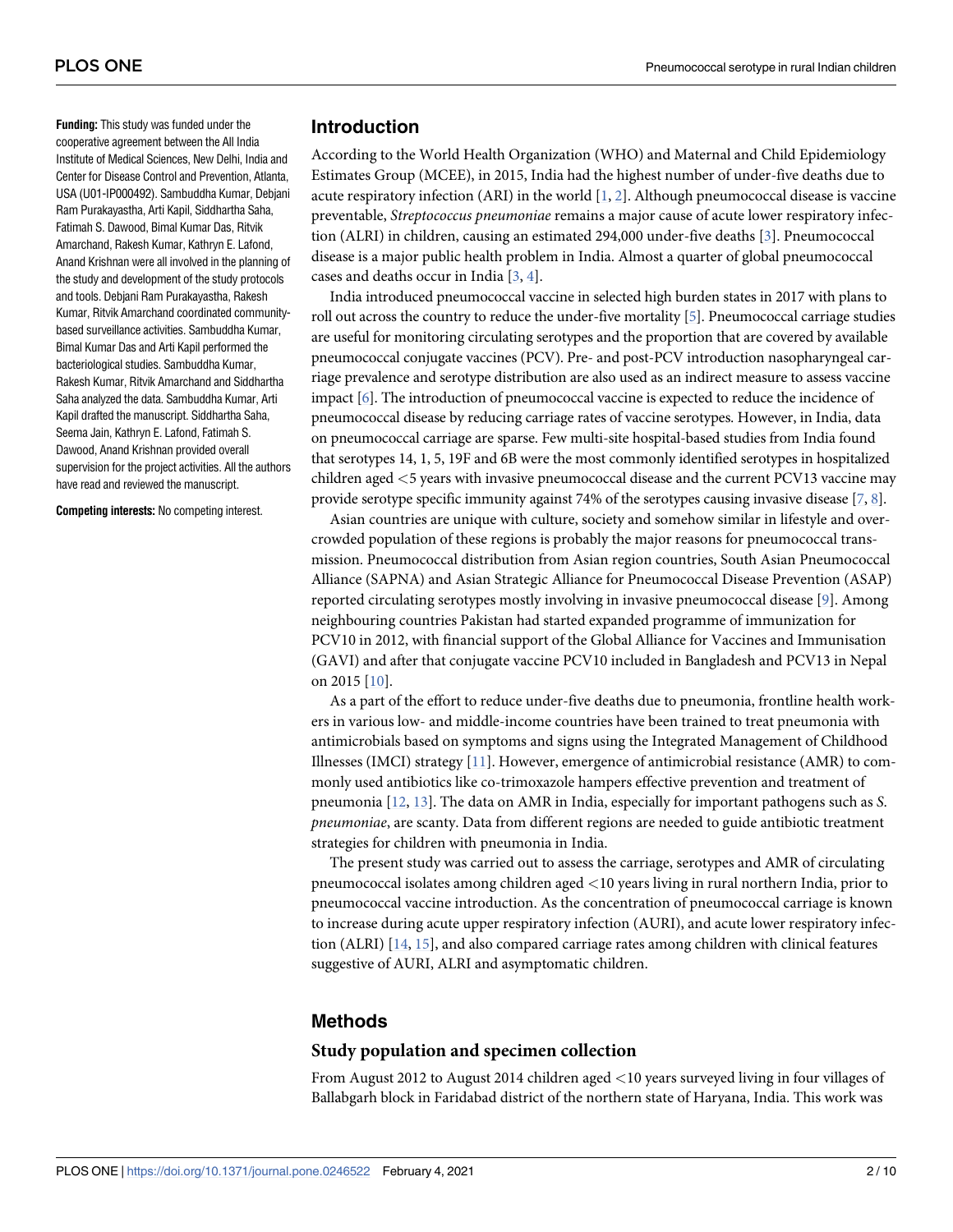**Funding:** This study was funded under the cooperative agreement between the All India Institute of Medical Sciences, New Delhi, India and Center for Disease Control and Prevention, Atlanta, USA (U01-IP000492). Sambuddha Kumar, Debjani Ram Purakayastha, Arti Kapil, Siddhartha Saha, Fatimah S. Dawood, Bimal Kumar Das, Ritvik Amarchand, Rakesh Kumar, Kathryn E. Lafond, Anand Krishnan were all involved in the planning of the study and development of the study protocols and tools. Debjani Ram Purakayastha, Rakesh Kumar, Ritvik Amarchand coordinated community-based surveillance activities. Sambuddha Kumar, Bimal Kumar Das and Arti Kapil performed the bacteriological studies. Sambuddha Kumar, Rakesh Kumar, Ritvik Amarchand and Siddhartha Saha analyzed the data. Sambuddha Kumar, Arti Kapil drafted the manuscript. Siddhartha Saha, Seema Jain, Kathryn E. Lafond, Fatimah S. Dawood, Anand Krishnan provided overall supervision for the project activities. All the authors have read and reviewed the manuscript.

**Competing interests:** No competing interest.

## Introduction

According to the World Health Organization (WHO) and Maternal and Child Epidemiology Estimates Group (MCEE), in 2015, India had the highest number of under-five deaths due to acute respiratory infection (ARI) in the world [1, 2]. Although pneumococcal disease is vaccine preventable, *Streptococcus pneumoniae* remains a major cause of acute lower respiratory infection (ALRI) in children, causing an estimated 294,000 under-five deaths [3]. Pneumococcal disease is a major public health problem in India. Almost a quarter of global pneumococcal cases and deaths occur in India [3, 4].

India introduced pneumococcal vaccine in selected high burden states in 2017 with plans to roll out across the country to reduce the under-five mortality [5]. Pneumococcal carriage studies are useful for monitoring circulating serotypes and the proportion that are covered by available pneumococcal conjugate vaccines (PCV). Pre- and post-PCV introduction nasopharyngeal carriage prevalence and serotype distribution are also used as an indirect measure to assess vaccine impact [6]. The introduction of pneumococcal vaccine is expected to reduce the incidence of pneumococcal disease by reducing carriage rates of vaccine serotypes. However, in India, data on pneumococcal carriage are sparse. Few multi-site hospital-based studies from India found that serotypes 14, 1, 5, 19F and 6B were the most commonly identified serotypes in hospitalized children aged <5 years with invasive pneumococcal disease and the current PCV13 vaccine may provide serotype specific immunity against 74% of the serotypes causing invasive disease [7, 8].

Asian countries are unique with culture, society and somehow similar in lifestyle and overcrowded population of these regions is probably the major reasons for pneumococcal transmission. Pneumococcal distribution from Asian region countries, South Asian Pneumococcal Alliance (SAPNA) and Asian Strategic Alliance for Pneumococcal Disease Prevention (ASAP) reported circulating serotypes mostly involving in invasive pneumococcal disease [9]. Among neighbouring countries Pakistan had started expanded programme of immunization for PCV10 in 2012, with financial support of the Global Alliance for Vaccines and Immunisation (GAVI) and after that conjugate vaccine PCV10 included in Bangladesh and PCV13 in Nepal on 2015 [10].

As a part of the effort to reduce under-five deaths due to pneumonia, frontline health workers in various low- and middle-income countries have been trained to treat pneumonia with antimicrobials based on symptoms and signs using the Integrated Management of Childhood Illnesses (IMCI) strategy [11]. However, emergence of antimicrobial resistance (AMR) to commonly used antibiotics like co-trimoxazole hampers effective prevention and treatment of pneumonia [12, 13]. The data on AMR in India, especially for important pathogens such as *S. pneumoniae*, are scanty. Data from different regions are needed to guide antibiotic treatment strategies for children with pneumonia in India.

The present study was carried out to assess the carriage, serotypes and AMR of circulating pneumococcal isolates among children aged <10 years living in rural northern India, prior to pneumococcal vaccine introduction. As the concentration of pneumococcal carriage is known to increase during acute upper respiratory infection (AURI), and acute lower respiratory infection (ALRI) [14, 15], and also compared carriage rates among children with clinical features suggestive of AURI, ALRI and asymptomatic children.

## Methods

### Study population and specimen collection

From August 2012 to August 2014 children aged <10 years surveyed living in four villages of Ballabgarh block in Faridabad district of the northern state of Haryana, India. This work was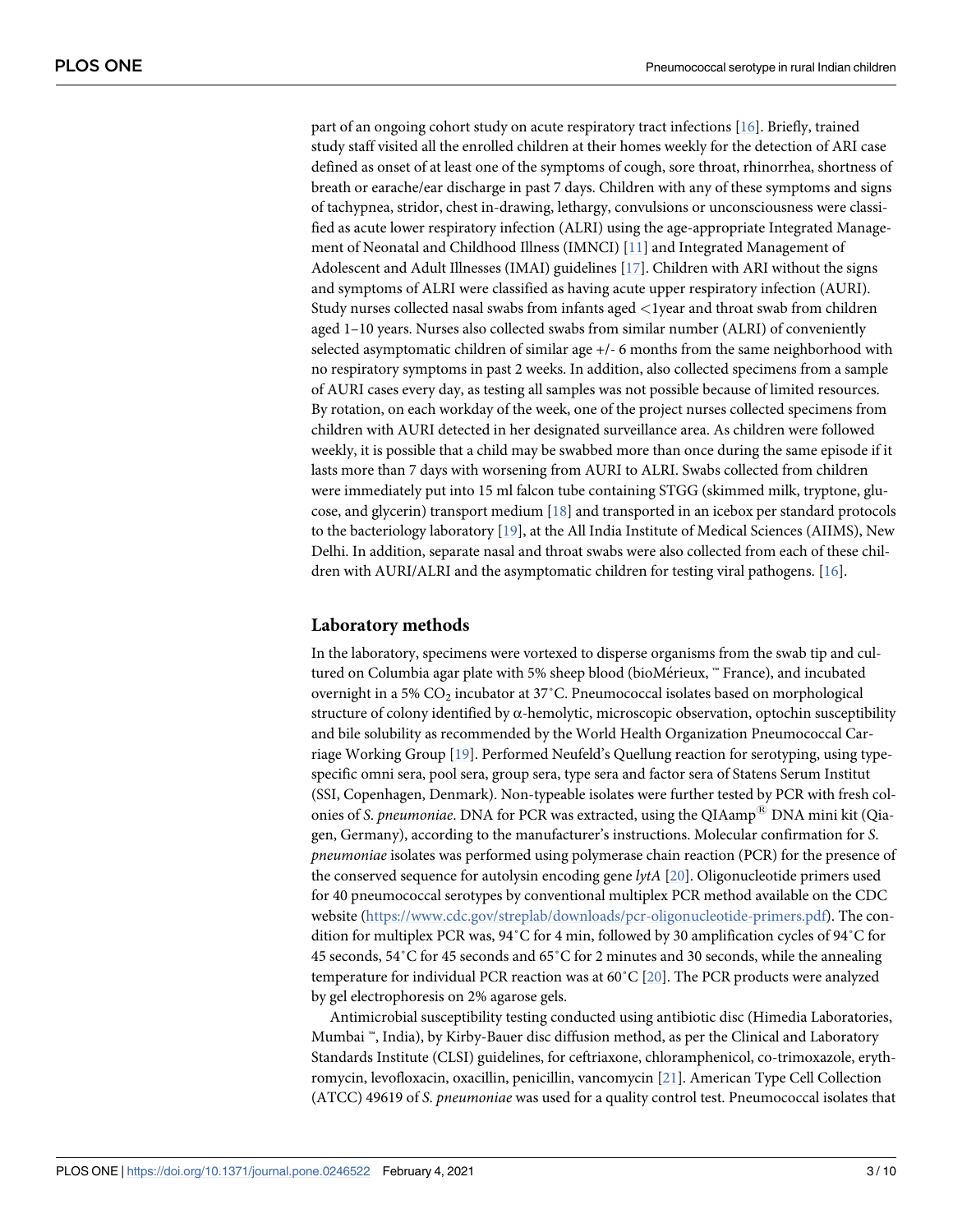part of an ongoing cohort study on acute respiratory tract infections [16]. Briefly, trained study staff visited all the enrolled children at their homes weekly for the detection of ARI case defined as onset of at least one of the symptoms of cough, sore throat, rhinorrhea, shortness of breath or earache/ear discharge in past 7 days. Children with any of these symptoms and signs of tachypnea, stridor, chest in-drawing, lethargy, convulsions or unconsciousness were classified as acute lower respiratory infection (ALRI) using the age-appropriate Integrated Management of Neonatal and Childhood Illness (IMNCI) [11] and Integrated Management of Adolescent and Adult Illnesses (IMAI) guidelines [17]. Children with ARI without the signs and symptoms of ALRI were classified as having acute upper respiratory infection (AURI). Study nurses collected nasal swabs from infants aged <1year and throat swab from children aged 1–10 years. Nurses also collected swabs from similar number (ALRI) of conveniently selected asymptomatic children of similar age +/- 6 months from the same neighborhood with no respiratory symptoms in past 2 weeks. In addition, also collected specimens from a sample of AURI cases every day, as testing all samples was not possible because of limited resources. By rotation, on each workday of the week, one of the project nurses collected specimens from children with AURI detected in her designated surveillance area. As children were followed weekly, it is possible that a child may be swabbed more than once during the same episode if it lasts more than 7 days with worsening from AURI to ALRI. Swabs collected from children were immediately put into 15 ml falcon tube containing STGG (skimmed milk, tryptone, glucose, and glycerin) transport medium [18] and transported in an icebox per standard protocols to the bacteriology laboratory [19], at the All India Institute of Medical Sciences (AIIMS), New Delhi. In addition, separate nasal and throat swabs were also collected from each of these children with AURI/ALRI and the asymptomatic children for testing viral pathogens. [16].

## Laboratory methods

In the laboratory, specimens were vortexed to disperse organisms from the swab tip and cultured on Columbia agar plate with 5% sheep blood (bioMérieux, ™ France), and incubated overnight in a 5% $CO_2$ incubator at 37˚C. Pneumococcal isolates based on morphological structure of colony identified by α-hemolytic, microscopic observation, optochin susceptibility and bile solubility as recommended by the World Health Organization Pneumococcal Carriage Working Group [19]. Performed Neufeld's Quellung reaction for serotyping, using type-specific omni sera, pool sera, group sera, type sera and factor sera of Statens Serum Institut (SSI, Copenhagen, Denmark). Non-typeable isolates were further tested by PCR with fresh colonies of *S*. *pneumoniae*. DNA for PCR was extracted, using the QIAamp® DNA mini kit (Qiagen, Germany), according to the manufacturer's instructions. Molecular confirmation for *S*. *pneumoniae* isolates was performed using polymerase chain reaction (PCR) for the presence of the conserved sequence for autolysin encoding gene *lytA* [20]. Oligonucleotide primers used for 40 pneumococcal serotypes by conventional multiplex PCR method available on the CDC website (https://www.cdc.gov/streplab/downloads/pcr-oligonucleotide-primers.pdf). The condition for multiplex PCR was, 94˚C for 4 min, followed by 30 amplification cycles of 94˚C for 45 seconds, 54˚C for 45 seconds and 65˚C for 2 minutes and 30 seconds, while the annealing temperature for individual PCR reaction was at 60˚C [20]. The PCR products were analyzed by gel electrophoresis on 2% agarose gels.

Antimicrobial susceptibility testing conducted using antibiotic disc (Himedia Laboratories, Mumbai ™, India), by Kirby-Bauer disc diffusion method, as per the Clinical and Laboratory Standards Institute (CLSI) guidelines, for ceftriaxone, chloramphenicol, co-trimoxazole, erythromycin, levofloxacin, oxacillin, penicillin, vancomycin [21]. American Type Cell Collection (ATCC) 49619 of *S*. *pneumoniae* was used for a quality control test. Pneumococcal isolates that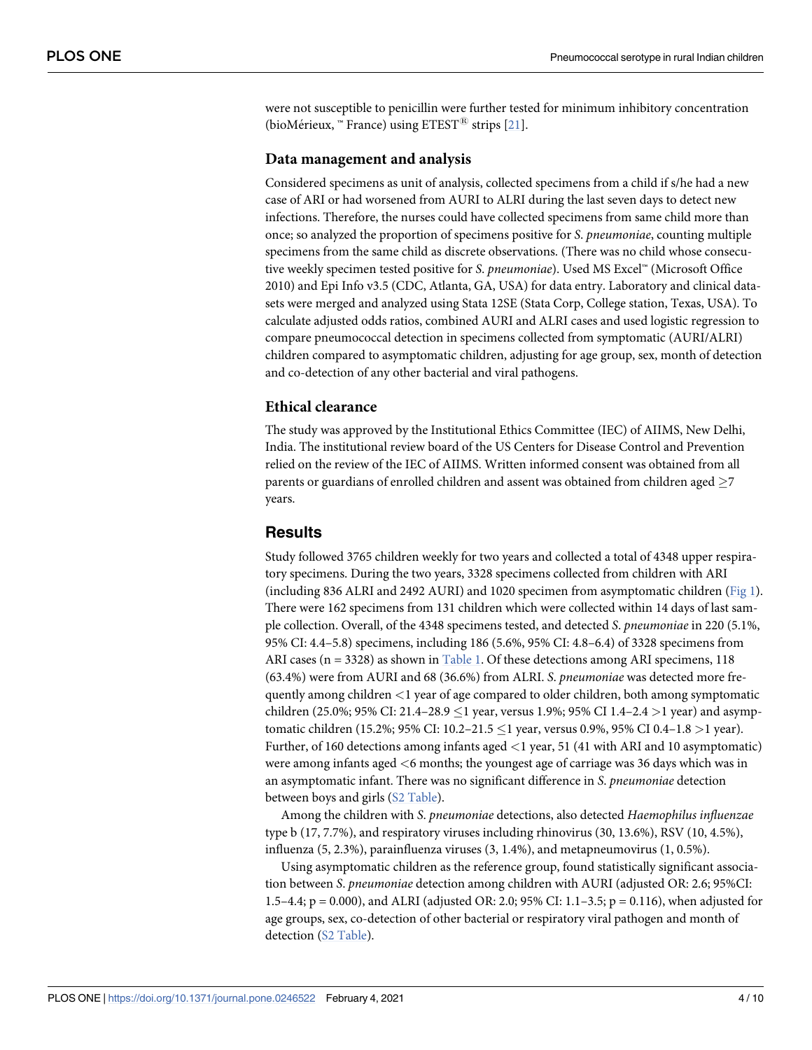were not susceptible to penicillin were further tested for minimum inhibitory concentration (bioMérieux, ™ France) using ETEST® strips [21].

### Data management and analysis

Considered specimens as unit of analysis, collected specimens from a child if s/he had a new case of ARI or had worsened from AURI to ALRI during the last seven days to detect new infections. Therefore, the nurses could have collected specimens from same child more than once; so analyzed the proportion of specimens positive for *S*. *pneumoniae*, counting multiple specimens from the same child as discrete observations. (There was no child whose consecutive weekly specimen tested positive for *S*. *pneumoniae*). Used MS Excel™ (Microsoft Office 2010) and Epi Info v3.5 (CDC, Atlanta, GA, USA) for data entry. Laboratory and clinical datasets were merged and analyzed using Stata 12SE (Stata Corp, College station, Texas, USA). To calculate adjusted odds ratios, combined AURI and ALRI cases and used logistic regression to compare pneumococcal detection in specimens collected from symptomatic (AURI/ALRI) children compared to asymptomatic children, adjusting for age group, sex, month of detection and co-detection of any other bacterial and viral pathogens.

### Ethical clearance

The study was approved by the Institutional Ethics Committee (IEC) of AIIMS, New Delhi, India. The institutional review board of the US Centers for Disease Control and Prevention relied on the review of the IEC of AIIMS. Written informed consent was obtained from all parents or guardians of enrolled children and assent was obtained from children aged ≥7 years.

## Results

Study followed 3765 children weekly for two years and collected a total of 4348 upper respiratory specimens. During the two years, 3328 specimens collected from children with ARI (including 836 ALRI and 2492 AURI) and 1020 specimen from asymptomatic children (Fig 1). There were 162 specimens from 131 children which were collected within 14 days of last sample collection. Overall, of the 4348 specimens tested, and detected *S*. *pneumoniae* in 220 (5.1%, 95% CI: 4.4–5.8) specimens, including 186 (5.6%, 95% CI: 4.8–6.4) of 3328 specimens from ARI cases (n = 3328) as shown in Table 1. Of these detections among ARI specimens, 118 (63.4%) were from AURI and 68 (36.6%) from ALRI. *S*. *pneumoniae* was detected more frequently among children <1 year of age compared to older children, both among symptomatic children (25.0%; 95% CI: 21.4–28.9 ≤1 year, versus 1.9%; 95% CI 1.4–2.4 >1 year) and asymptomatic children (15.2%; 95% CI: 10.2–21.5 ≤1 year, versus 0.9%, 95% CI 0.4–1.8 >1 year). Further, of 160 detections among infants aged <1 year, 51 (41 with ARI and 10 asymptomatic) were among infants aged <6 months; the youngest age of carriage was 36 days which was in an asymptomatic infant. There was no significant difference in *S*. *pneumoniae* detection between boys and girls (S2 Table).

Among the children with *S*. *pneumoniae* detections, also detected *Haemophilus influenzae* type b (17, 7.7%), and respiratory viruses including rhinovirus (30, 13.6%), RSV (10, 4.5%), influenza (5, 2.3%), parainfluenza viruses (3, 1.4%), and metapneumovirus (1, 0.5%).

Using asymptomatic children as the reference group, found statistically significant association between *S*. *pneumoniae* detection among children with AURI (adjusted OR: 2.6; 95%CI: 1.5–4.4; p = 0.000), and ALRI (adjusted OR: 2.0; 95% CI: 1.1–3.5; p = 0.116), when adjusted for age groups, sex, co-detection of other bacterial or respiratory viral pathogen and month of detection (S2 Table).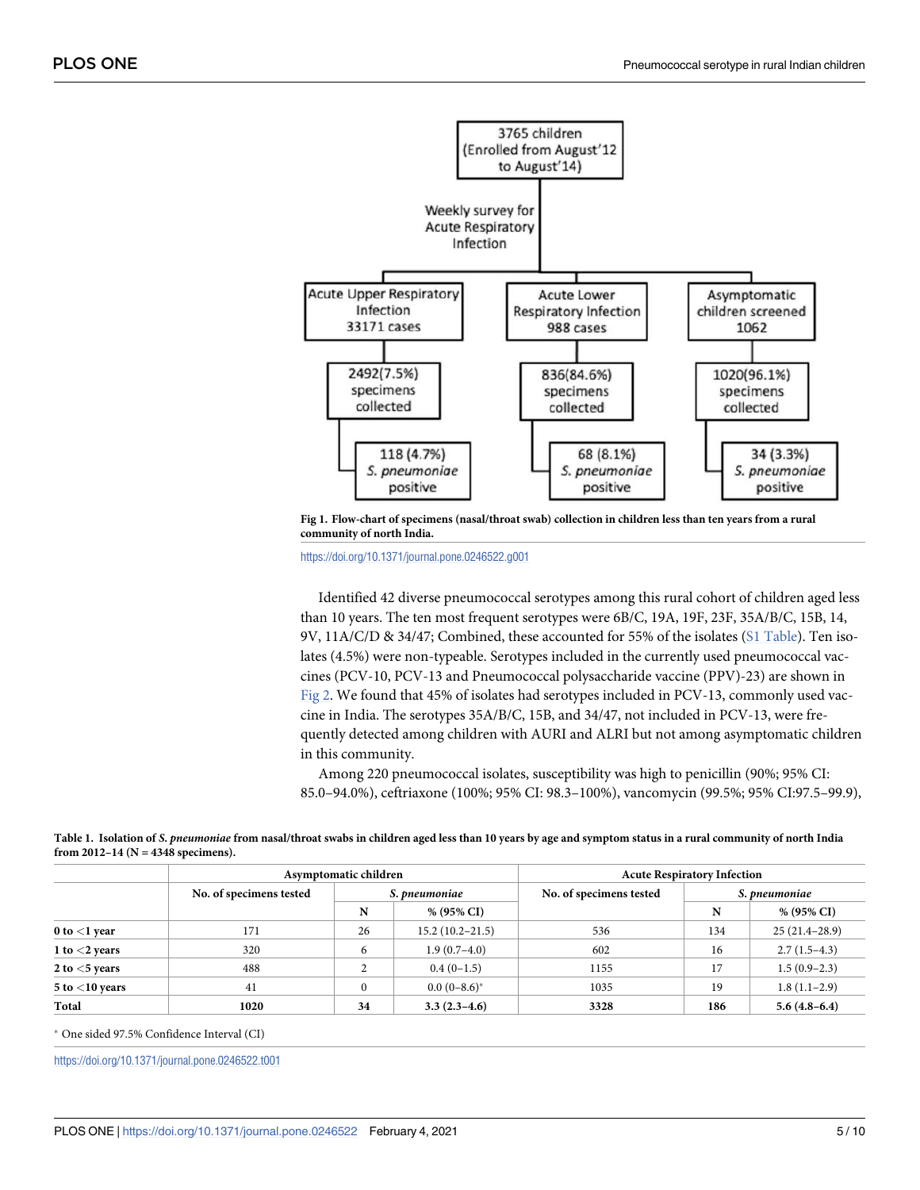**Fig 1. Flow-chart of specimens (nasal/throat swab) collection in children less than ten years from a rural community of north India.**

https://doi.org/10.1371/journal.pone.0246522.g001

Identified 42 diverse pneumococcal serotypes among this rural cohort of children aged less than 10 years. The ten most frequent serotypes were 6B/C, 19A, 19F, 23F, 35A/B/C, 15B, 14, 9V, 11A/C/D & 34/47; Combined, these accounted for 55% of the isolates (S1 Table). Ten isolates (4.5%) were non-typeable. Serotypes included in the currently used pneumococcal vaccines (PCV-10, PCV-13 and Pneumococcal polysaccharide vaccine (PPV)-23) are shown in Fig 2. We found that 45% of isolates had serotypes included in PCV-13, commonly used vaccine in India. The serotypes 35A/B/C, 15B, and 34/47, not included in PCV-13, were frequently detected among children with AURI and ALRI but not among asymptomatic children in this community.

Among 220 pneumococcal isolates, susceptibility was high to penicillin (90%; 95% CI: 85.0–94.0%), ceftriaxone (100%; 95% CI: 98.3–100%), vancomycin (99.5%; 95% CI:97.5–99.9),

**Table 1. Isolation of *S. pneumoniae* from nasal/throat swabs in children aged less than 10 years by age and symptom status in a rural community of north India from 2012–14 (N = 4348 specimens).**

| | Asymptomatic children | | | Acute Respiratory Infection | | |
|---|---|---|---|---|---|---|
| | No. of specimens tested | *S. pneumoniae* | | No. of specimens tested | *S. pneumoniae* | |
| | | N | % (95% CI) | | N | % (95% CI) |
| **0 to <1 year** | 171 | 26 | 15.2 (10.2–21.5) | 536 | 134 | 25 (21.4–28.9) |
| **1 to <2 years** | 320 | 6 | 1.9 (0.7–4.0) | 602 | 16 | 2.7 (1.5–4.3) |
| **2 to <5 years** | 488 | 2 | 0.4 (0–1.5) | 1155 | 17 | 1.5 (0.9–2.3) |
| **5 to <10 years** | 41 | 0 | 0.0 (0–8.6)* | 1035 | 19 | 1.8 (1.1–2.9) |
| **Total** | **1020** | **34** | **3.3 (2.3–4.6)** | **3328** | **186** | **5.6 (4.8–6.4)** |

* One sided 97.5% Confidence Interval (CI)

https://doi.org/10.1371/journal.pone.0246522.t001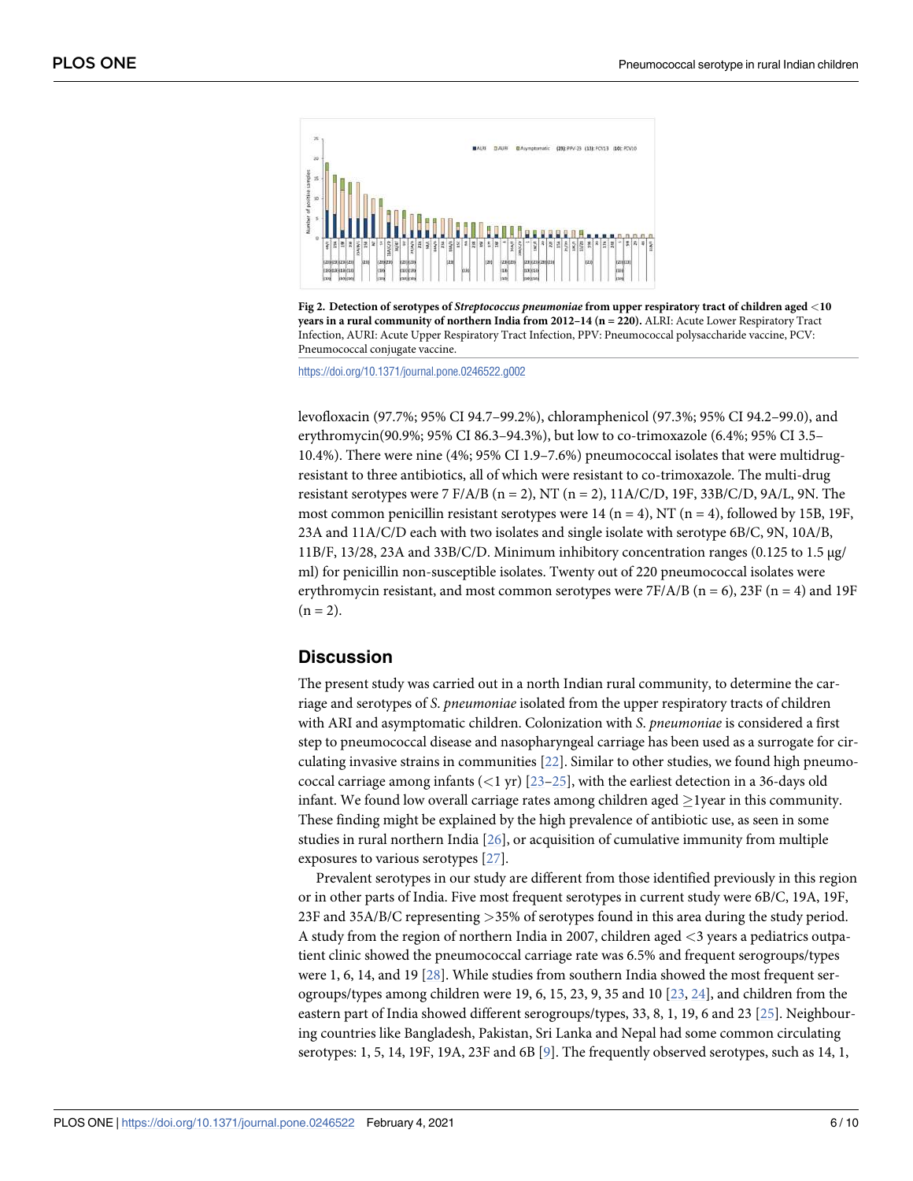**Fig 2. Detection of serotypes of *Streptococcus pneumoniae* from upper respiratory tract of children aged <10 years in a rural community of northern India from 2012–14 (n = 220).** ALRI: Acute Lower Respiratory Tract Infection, AURI: Acute Upper Respiratory Tract Infection, PPV: Pneumococcal polysaccharide vaccine, PCV: Pneumococcal conjugate vaccine.

https://doi.org/10.1371/journal.pone.0246522.g002

levofloxacin (97.7%; 95% CI 94.7–99.2%), chloramphenicol (97.3%; 95% CI 94.2–99.0), and erythromycin(90.9%; 95% CI 86.3–94.3%), but low to co-trimoxazole (6.4%; 95% CI 3.5–10.4%). There were nine (4%; 95% CI 1.9–7.6%) pneumococcal isolates that were multidrug-resistant to three antibiotics, all of which were resistant to co-trimoxazole. The multi-drug resistant serotypes were 7 F/A/B (n = 2), NT (n = 2), 11A/C/D, 19F, 33B/C/D, 9A/L, 9N. The most common penicillin resistant serotypes were 14 (n = 4), NT (n = 4), followed by 15B, 19F, 23A and 11A/C/D each with two isolates and single isolate with serotype 6B/C, 9N, 10A/B, 11B/F, 13/28, 23A and 33B/C/D. Minimum inhibitory concentration ranges (0.125 to 1.5 μg/ml) for penicillin non-susceptible isolates. Twenty out of 220 pneumococcal isolates were erythromycin resistant, and most common serotypes were 7F/A/B (n = 6), 23F (n = 4) and 19F (n = 2).

## Discussion

The present study was carried out in a north Indian rural community, to determine the carriage and serotypes of *S. pneumoniae* isolated from the upper respiratory tracts of children with ARI and asymptomatic children. Colonization with *S. pneumoniae* is considered a first step to pneumococcal disease and nasopharyngeal carriage has been used as a surrogate for circulating invasive strains in communities [22]. Similar to other studies, we found high pneumococcal carriage among infants (<1 yr) [23–25], with the earliest detection in a 36-days old infant. We found low overall carriage rates among children aged ≥1year in this community. These finding might be explained by the high prevalence of antibiotic use, as seen in some studies in rural northern India [26], or acquisition of cumulative immunity from multiple exposures to various serotypes [27].

Prevalent serotypes in our study are different from those identified previously in this region or in other parts of India. Five most frequent serotypes in current study were 6B/C, 19A, 19F, 23F and 35A/B/C representing >35% of serotypes found in this area during the study period. A study from the region of northern India in 2007, children aged <3 years a pediatrics outpatient clinic showed the pneumococcal carriage rate was 6.5% and frequent serogroups/types were 1, 6, 14, and 19 [28]. While studies from southern India showed the most frequent serogroups/types among children were 19, 6, 15, 23, 9, 35 and 10 [23, 24], and children from the eastern part of India showed different serogroups/types, 33, 8, 1, 19, 6 and 23 [25]. Neighbouring countries like Bangladesh, Pakistan, Sri Lanka and Nepal had some common circulating serotypes: 1, 5, 14, 19F, 19A, 23F and 6B [9]. The frequently observed serotypes, such as 14, 1,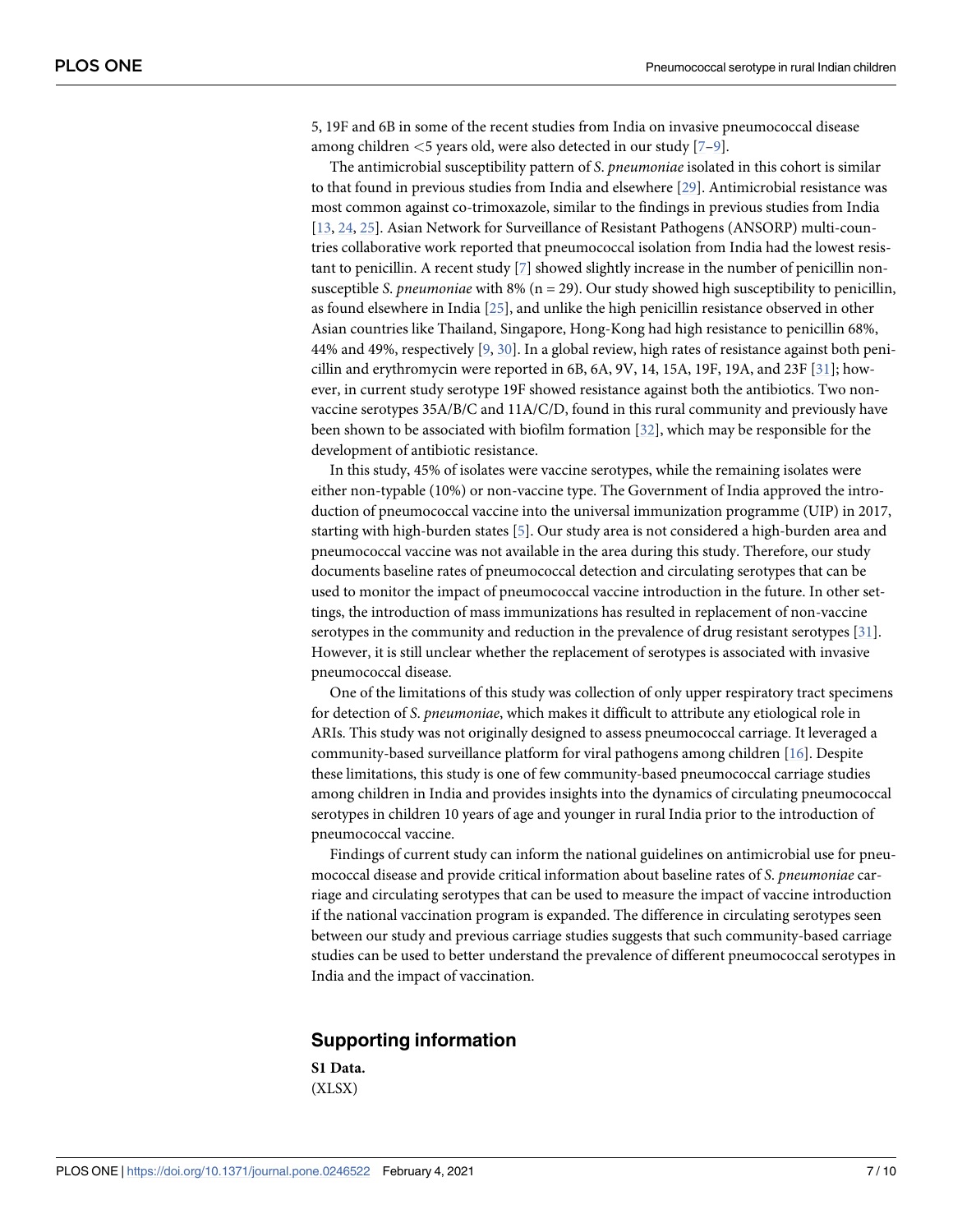5, 19F and 6B in some of the recent studies from India on invasive pneumococcal disease among children <5 years old, were also detected in our study [7–9].

The antimicrobial susceptibility pattern of *S. pneumoniae* isolated in this cohort is similar to that found in previous studies from India and elsewhere [29]. Antimicrobial resistance was most common against co-trimoxazole, similar to the findings in previous studies from India [13, 24, 25]. Asian Network for Surveillance of Resistant Pathogens (ANSORP) multi-countries collaborative work reported that pneumococcal isolation from India had the lowest resistant to penicillin. A recent study [7] showed slightly increase in the number of penicillin non-susceptible *S. pneumoniae* with 8% (n = 29). Our study showed high susceptibility to penicillin, as found elsewhere in India [25], and unlike the high penicillin resistance observed in other Asian countries like Thailand, Singapore, Hong-Kong had high resistance to penicillin 68%, 44% and 49%, respectively [9, 30]. In a global review, high rates of resistance against both penicillin and erythromycin were reported in 6B, 6A, 9V, 14, 15A, 19F, 19A, and 23F [31]; however, in current study serotype 19F showed resistance against both the antibiotics. Two non-vaccine serotypes 35A/B/C and 11A/C/D, found in this rural community and previously have been shown to be associated with biofilm formation [32], which may be responsible for the development of antibiotic resistance.

In this study, 45% of isolates were vaccine serotypes, while the remaining isolates were either non-typable (10%) or non-vaccine type. The Government of India approved the introduction of pneumococcal vaccine into the universal immunization programme (UIP) in 2017, starting with high-burden states [5]. Our study area is not considered a high-burden area and pneumococcal vaccine was not available in the area during this study. Therefore, our study documents baseline rates of pneumococcal detection and circulating serotypes that can be used to monitor the impact of pneumococcal vaccine introduction in the future. In other settings, the introduction of mass immunizations has resulted in replacement of non-vaccine serotypes in the community and reduction in the prevalence of drug resistant serotypes [31]. However, it is still unclear whether the replacement of serotypes is associated with invasive pneumococcal disease.

One of the limitations of this study was collection of only upper respiratory tract specimens for detection of *S. pneumoniae*, which makes it difficult to attribute any etiological role in ARIs. This study was not originally designed to assess pneumococcal carriage. It leveraged a community-based surveillance platform for viral pathogens among children [16]. Despite these limitations, this study is one of few community-based pneumococcal carriage studies among children in India and provides insights into the dynamics of circulating pneumococcal serotypes in children 10 years of age and younger in rural India prior to the introduction of pneumococcal vaccine.

Findings of current study can inform the national guidelines on antimicrobial use for pneumococcal disease and provide critical information about baseline rates of *S. pneumoniae* carriage and circulating serotypes that can be used to measure the impact of vaccine introduction if the national vaccination program is expanded. The difference in circulating serotypes seen between our study and previous carriage studies suggests that such community-based carriage studies can be used to better understand the prevalence of different pneumococcal serotypes in India and the impact of vaccination.

## Supporting information

**S1 Data.**
(XLSX)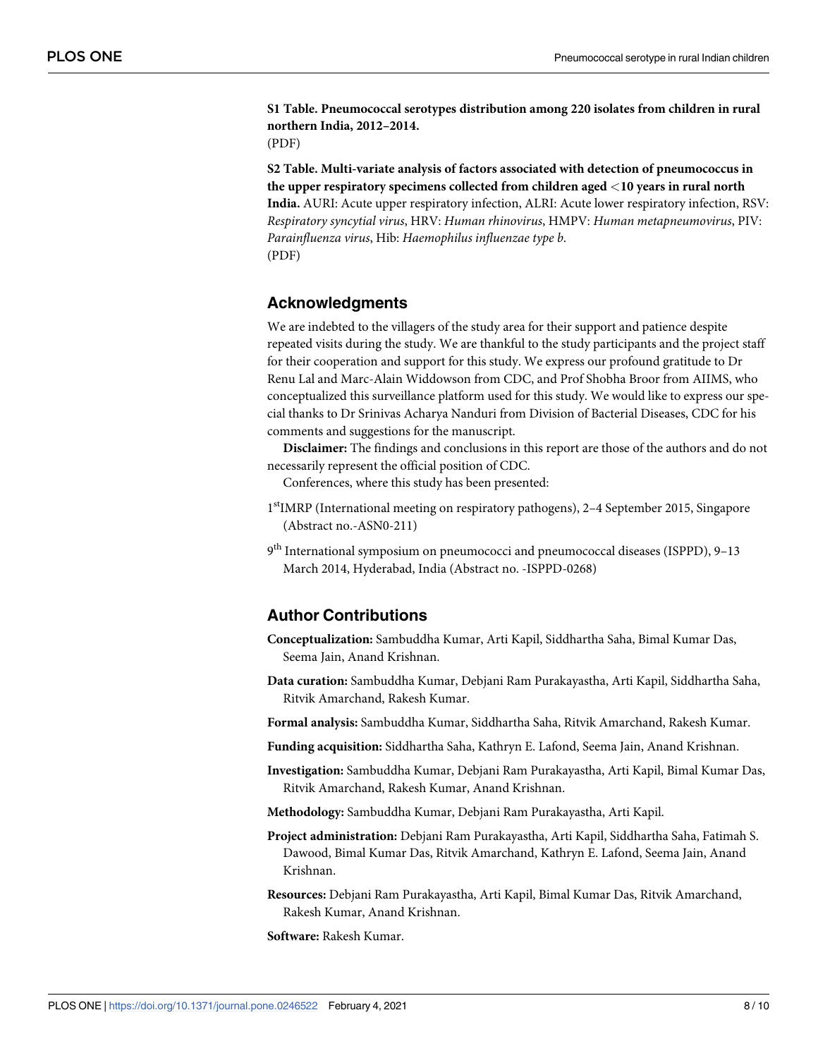**S1 Table. Pneumococcal serotypes distribution among 220 isolates from children in rural northern India, 2012–2014.**
(PDF)

**S2 Table. Multi-variate analysis of factors associated with detection of pneumococcus in the upper respiratory specimens collected from children aged <10 years in rural north India.** AURI: Acute upper respiratory infection, ALRI: Acute lower respiratory infection, RSV: *Respiratory syncytial virus*, HRV: *Human rhinovirus*, HMPV: *Human metapneumovirus*, PIV: *Parainfluenza virus*, Hib: *Haemophilus influenzae type b*.
(PDF)

## Acknowledgments

We are indebted to the villagers of the study area for their support and patience despite repeated visits during the study. We are thankful to the study participants and the project staff for their cooperation and support for this study. We express our profound gratitude to Dr Renu Lal and Marc-Alain Widdowson from CDC, and Prof Shobha Broor from AIIMS, who conceptualized this surveillance platform used for this study. We would like to express our special thanks to Dr Srinivas Acharya Nanduri from Division of Bacterial Diseases, CDC for his comments and suggestions for the manuscript.

**Disclaimer:** The findings and conclusions in this report are those of the authors and do not necessarily represent the official position of CDC.

Conferences, where this study has been presented:

1st IMRP (International meeting on respiratory pathogens), 2–4 September 2015, Singapore (Abstract no.-ASN0-211)

9th International symposium on pneumococci and pneumococcal diseases (ISPPD), 9–13 March 2014, Hyderabad, India (Abstract no. -ISPPD-0268)

## Author Contributions

**Conceptualization:** Sambuddha Kumar, Arti Kapil, Siddhartha Saha, Bimal Kumar Das, Seema Jain, Anand Krishnan.

**Data curation:** Sambuddha Kumar, Debjani Ram Purakayastha, Arti Kapil, Siddhartha Saha, Ritvik Amarchand, Rakesh Kumar.

**Formal analysis:** Sambuddha Kumar, Siddhartha Saha, Ritvik Amarchand, Rakesh Kumar.

**Funding acquisition:** Siddhartha Saha, Kathryn E. Lafond, Seema Jain, Anand Krishnan.

**Investigation:** Sambuddha Kumar, Debjani Ram Purakayastha, Arti Kapil, Bimal Kumar Das, Ritvik Amarchand, Rakesh Kumar, Anand Krishnan.

**Methodology:** Sambuddha Kumar, Debjani Ram Purakayastha, Arti Kapil.

**Project administration:** Debjani Ram Purakayastha, Arti Kapil, Siddhartha Saha, Fatimah S. Dawood, Bimal Kumar Das, Ritvik Amarchand, Kathryn E. Lafond, Seema Jain, Anand Krishnan.

**Resources:** Debjani Ram Purakayastha, Arti Kapil, Bimal Kumar Das, Ritvik Amarchand, Rakesh Kumar, Anand Krishnan.

**Software:** Rakesh Kumar.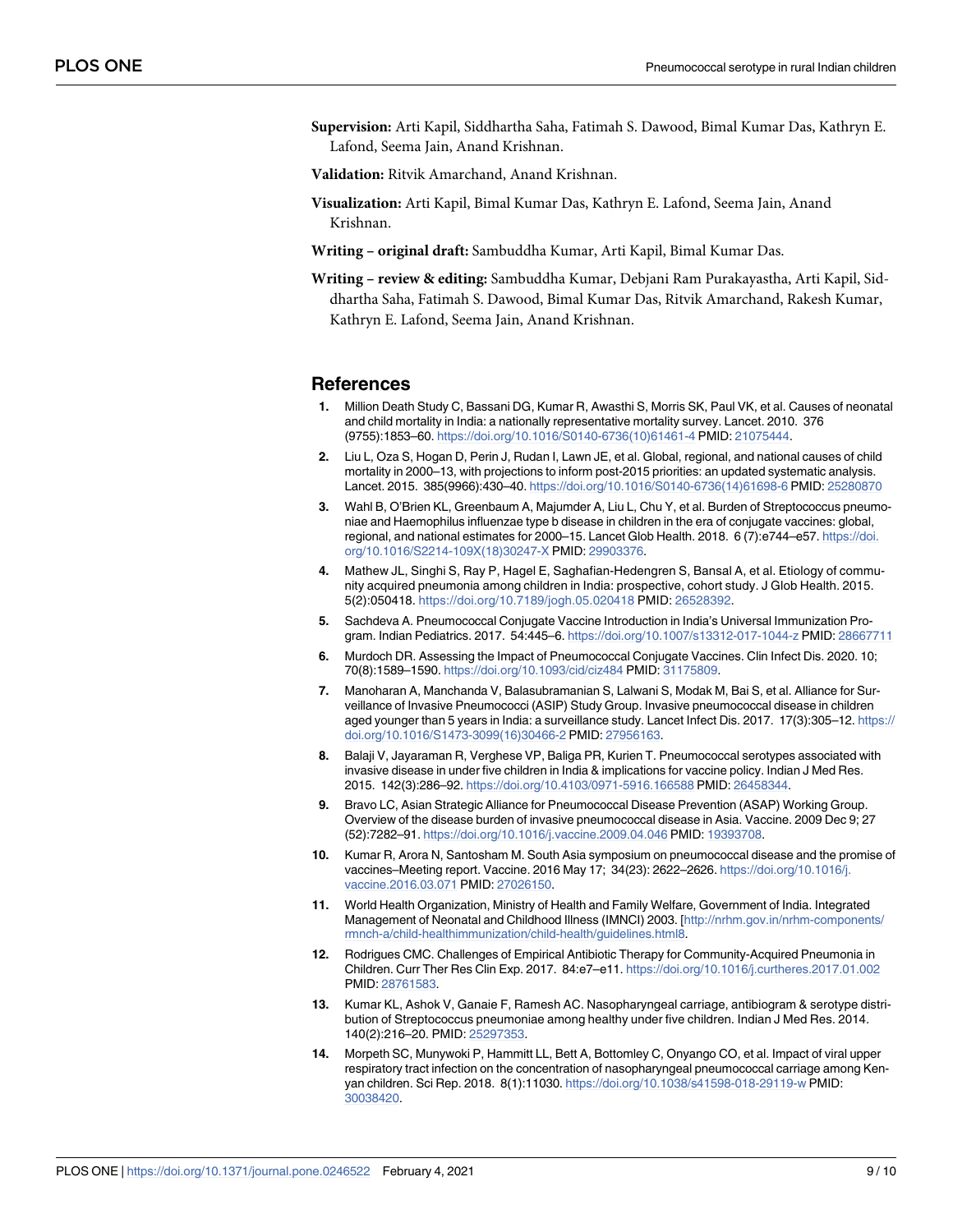**Supervision:** Arti Kapil, Siddhartha Saha, Fatimah S. Dawood, Bimal Kumar Das, Kathryn E. Lafond, Seema Jain, Anand Krishnan.

**Validation:** Ritvik Amarchand, Anand Krishnan.

**Visualization:** Arti Kapil, Bimal Kumar Das, Kathryn E. Lafond, Seema Jain, Anand Krishnan.

**Writing – original draft:** Sambuddha Kumar, Arti Kapil, Bimal Kumar Das.

**Writing – review & editing:** Sambuddha Kumar, Debjani Ram Purakayastha, Arti Kapil, Siddhartha Saha, Fatimah S. Dawood, Bimal Kumar Das, Ritvik Amarchand, Rakesh Kumar, Kathryn E. Lafond, Seema Jain, Anand Krishnan.

## References

1. Million Death Study C, Bassani DG, Kumar R, Awasthi S, Morris SK, Paul VK, et al. Causes of neonatal and child mortality in India: a nationally representative mortality survey. Lancet. 2010. 376 (9755):1853–60. https://doi.org/10.1016/S0140-6736(10)61461-4 PMID: 21075444.
2. Liu L, Oza S, Hogan D, Perin J, Rudan I, Lawn JE, et al. Global, regional, and national causes of child mortality in 2000–13, with projections to inform post-2015 priorities: an updated systematic analysis. Lancet. 2015. 385(9966):430–40. https://doi.org/10.1016/S0140-6736(14)61698-6 PMID: 25280870
3. Wahl B, O'Brien KL, Greenbaum A, Majumder A, Liu L, Chu Y, et al. Burden of Streptococcus pneumoniae and Haemophilus influenzae type b disease in children in the era of conjugate vaccines: global, regional, and national estimates for 2000–15. Lancet Glob Health. 2018. 6 (7):e744–e57. https://doi.org/10.1016/S2214-109X(18)30247-X PMID: 29903376.
4. Mathew JL, Singhi S, Ray P, Hagel E, Saghafian-Hedengren S, Bansal A, et al. Etiology of community acquired pneumonia among children in India: prospective, cohort study. J Glob Health. 2015. 5(2):050418. https://doi.org/10.7189/jogh.05.020418 PMID: 26528392.
5. Sachdeva A. Pneumococcal Conjugate Vaccine Introduction in India's Universal Immunization Program. Indian Pediatrics. 2017. 54:445–6. https://doi.org/10.1007/s13312-017-1044-z PMID: 28667711
6. Murdoch DR. Assessing the Impact of Pneumococcal Conjugate Vaccines. Clin Infect Dis. 2020. 10; 70(8):1589–1590. https://doi.org/10.1093/cid/ciz484 PMID: 31175809.
7. Manoharan A, Manchanda V, Balasubramanian S, Lalwani S, Modak M, Bai S, et al. Alliance for Surveillance of Invasive Pneumococci (ASIP) Study Group. Invasive pneumococcal disease in children aged younger than 5 years in India: a surveillance study. Lancet Infect Dis. 2017. 17(3):305–12. https://doi.org/10.1016/S1473-3099(16)30466-2 PMID: 27956163.
8. Balaji V, Jayaraman R, Verghese VP, Baliga PR, Kurien T. Pneumococcal serotypes associated with invasive disease in under five children in India & implications for vaccine policy. Indian J Med Res. 2015. 142(3):286–92. https://doi.org/10.4103/0971-5916.166588 PMID: 26458344.
9. Bravo LC, Asian Strategic Alliance for Pneumococcal Disease Prevention (ASAP) Working Group. Overview of the disease burden of invasive pneumococcal disease in Asia. Vaccine. 2009 Dec 9; 27 (52):7282–91. https://doi.org/10.1016/j.vaccine.2009.04.046 PMID: 19393708.
10. Kumar R, Arora N, Santosham M. South Asia symposium on pneumococcal disease and the promise of vaccines–Meeting report. Vaccine. 2016 May 17; 34(23): 2622–2626. https://doi.org/10.1016/j.vaccine.2016.03.071 PMID: 27026150.
11. World Health Organization, Ministry of Health and Family Welfare, Government of India. Integrated Management of Neonatal and Childhood Illness (IMNCI) 2003. [http://nrhm.gov.in/nrhm-components/rmnch-a/child-healthimmunization/child-health/guidelines.html8.
12. Rodrigues CMC. Challenges of Empirical Antibiotic Therapy for Community-Acquired Pneumonia in Children. Curr Ther Res Clin Exp. 2017. 84:e7–e11. https://doi.org/10.1016/j.curtheres.2017.01.002 PMID: 28761583.
13. Kumar KL, Ashok V, Ganaie F, Ramesh AC. Nasopharyngeal carriage, antibiogram & serotype distribution of Streptococcus pneumoniae among healthy under five children. Indian J Med Res. 2014. 140(2):216–20. PMID: 25297353.
14. Morpeth SC, Munywoki P, Hammitt LL, Bett A, Bottomley C, Onyango CO, et al. Impact of viral upper respiratory tract infection on the concentration of nasopharyngeal pneumococcal carriage among Kenyan children. Sci Rep. 2018. 8(1):11030. https://doi.org/10.1038/s41598-018-29119-w PMID: 30038420.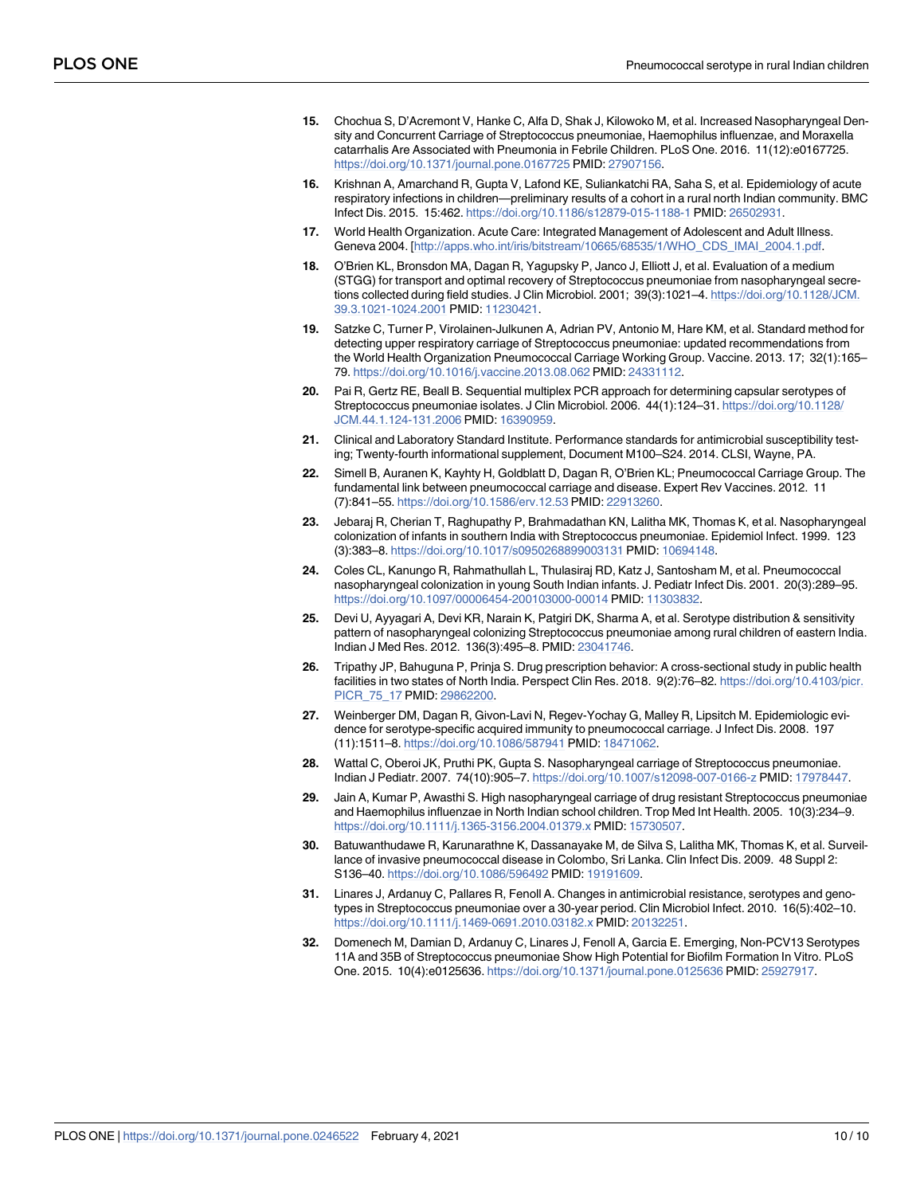15. Chochua S, D'Acremont V, Hanke C, Alfa D, Shak J, Kilowoko M, et al. Increased Nasopharyngeal Density and Concurrent Carriage of Streptococcus pneumoniae, Haemophilus influenzae, and Moraxella catarrhalis Are Associated with Pneumonia in Febrile Children. PLoS One. 2016. 11(12):e0167725. https://doi.org/10.1371/journal.pone.0167725 PMID: 27907156.

16. Krishnan A, Amarchand R, Gupta V, Lafond KE, Suliankatchi RA, Saha S, et al. Epidemiology of acute respiratory infections in children—preliminary results of a cohort in a rural north Indian community. BMC Infect Dis. 2015. 15:462. https://doi.org/10.1186/s12879-015-1188-1 PMID: 26502931.

17. World Health Organization. Acute Care: Integrated Management of Adolescent and Adult Illness. Geneva 2004. [http://apps.who.int/iris/bitstream/10665/68535/1/WHO_CDS_IMAI_2004.1.pdf.

18. O'Brien KL, Bronsdon MA, Dagan R, Yagupsky P, Janco J, Elliott J, et al. Evaluation of a medium (STGG) for transport and optimal recovery of Streptococcus pneumoniae from nasopharyngeal secretions collected during field studies. J Clin Microbiol. 2001; 39(3):1021–4. https://doi.org/10.1128/JCM.39.3.1021-1024.2001 PMID: 11230421.

19. Satzke C, Turner P, Virolainen-Julkunen A, Adrian PV, Antonio M, Hare KM, et al. Standard method for detecting upper respiratory carriage of Streptococcus pneumoniae: updated recommendations from the World Health Organization Pneumococcal Carriage Working Group. Vaccine. 2013. 17; 32(1):165–79. https://doi.org/10.1016/j.vaccine.2013.08.062 PMID: 24331112.

20. Pai R, Gertz RE, Beall B. Sequential multiplex PCR approach for determining capsular serotypes of Streptococcus pneumoniae isolates. J Clin Microbiol. 2006. 44(1):124–31. https://doi.org/10.1128/JCM.44.1.124-131.2006 PMID: 16390959.

21. Clinical and Laboratory Standard Institute. Performance standards for antimicrobial susceptibility testing; Twenty-fourth informational supplement, Document M100–S24. 2014. CLSI, Wayne, PA.

22. Simell B, Auranen K, Kayhty H, Goldblatt D, Dagan R, O'Brien KL; Pneumococcal Carriage Group. The fundamental link between pneumococcal carriage and disease. Expert Rev Vaccines. 2012. 11 (7):841–55. https://doi.org/10.1586/erv.12.53 PMID: 22913260.

23. Jebaraj R, Cherian T, Raghupathy P, Brahmadathan KN, Lalitha MK, Thomas K, et al. Nasopharyngeal colonization of infants in southern India with Streptococcus pneumoniae. Epidemiol Infect. 1999. 123 (3):383–8. https://doi.org/10.1017/s0950268899003131 PMID: 10694148.

24. Coles CL, Kanungo R, Rahmathullah L, Thulasiraj RD, Katz J, Santosham M, et al. Pneumococcal nasopharyngeal colonization in young South Indian infants. J. Pediatr Infect Dis. 2001. 20(3):289–95. https://doi.org/10.1097/00006454-200103000-00014 PMID: 11303832.

25. Devi U, Ayyagari A, Devi KR, Narain K, Patgiri DK, Sharma A, et al. Serotype distribution & sensitivity pattern of nasopharyngeal colonizing Streptococcus pneumoniae among rural children of eastern India. Indian J Med Res. 2012. 136(3):495–8. PMID: 23041746.

26. Tripathy JP, Bahuguna P, Prinja S. Drug prescription behavior: A cross-sectional study in public health facilities in two states of North India. Perspect Clin Res. 2018. 9(2):76–82. https://doi.org/10.4103/picr.PICR_75_17 PMID: 29862200.

27. Weinberger DM, Dagan R, Givon-Lavi N, Regev-Yochay G, Malley R, Lipsitch M. Epidemiologic evidence for serotype-specific acquired immunity to pneumococcal carriage. J Infect Dis. 2008. 197 (11):1511–8. https://doi.org/10.1086/587941 PMID: 18471062.

28. Wattal C, Oberoi JK, Pruthi PK, Gupta S. Nasopharyngeal carriage of Streptococcus pneumoniae. Indian J Pediatr. 2007. 74(10):905–7. https://doi.org/10.1007/s12098-007-0166-z PMID: 17978447.

29. Jain A, Kumar P, Awasthi S. High nasopharyngeal carriage of drug resistant Streptococcus pneumoniae and Haemophilus influenzae in North Indian school children. Trop Med Int Health. 2005. 10(3):234–9. https://doi.org/10.1111/j.1365-3156.2004.01379.x PMID: 15730507.

30. Batuwanthudawe R, Karunarathne K, Dassanayake M, de Silva S, Lalitha MK, Thomas K, et al. Surveillance of invasive pneumococcal disease in Colombo, Sri Lanka. Clin Infect Dis. 2009. 48 Suppl 2: S136–40. https://doi.org/10.1086/596492 PMID: 19191609.

31. Linares J, Ardanuy C, Pallares R, Fenoll A. Changes in antimicrobial resistance, serotypes and genotypes in Streptococcus pneumoniae over a 30-year period. Clin Microbiol Infect. 2010. 16(5):402–10. https://doi.org/10.1111/j.1469-0691.2010.03182.x PMID: 20132251.

32. Domenech M, Damian D, Ardanuy C, Linares J, Fenoll A, Garcia E. Emerging, Non-PCV13 Serotypes 11A and 35B of Streptococcus pneumoniae Show High Potential for Biofilm Formation In Vitro. PLoS One. 2015. 10(4):e0125636. https://doi.org/10.1371/journal.pone.0125636 PMID: 25927917.